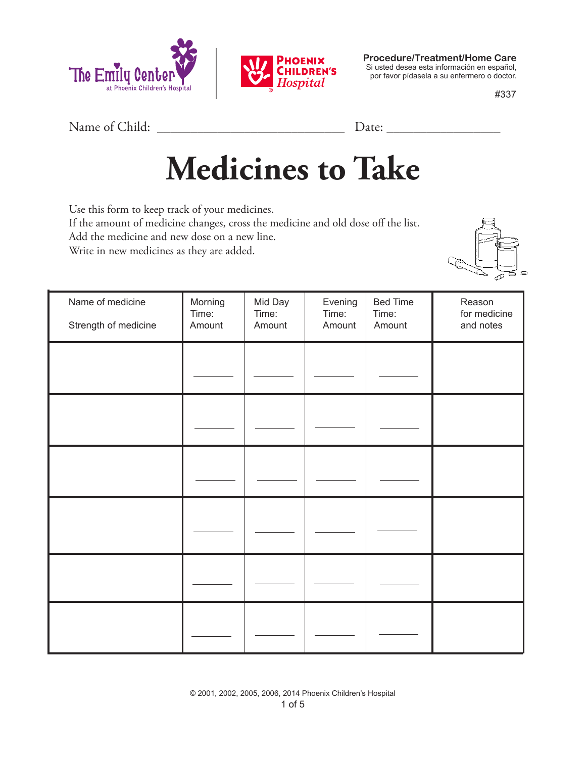The Emily Center at Phoenix Children's Hospital | Phoenix Children's Hospital

**Procedure/Treatment/Home Care**
Si usted desea esta información en español, por favor pídasela a su enfermero o doctor.

#337

Name of Child: ____________________________ Date: _________________

# Medicines to Take

Use this form to keep track of your medicines.
If the amount of medicine changes, cross the medicine and old dose off the list.
Add the medicine and new dose on a new line.
Write in new medicines as they are added.

| Name of medicine<br><br>Strength of medicine | Morning<br>Time:<br>Amount | Mid Day<br>Time:<br>Amount | Evening<br>Time:<br>Amount | Bed Time<br>Time:<br>Amount | Reason for medicine and notes |
|---|---|---|---|---|---|
| | ________ | ________ | ________ | ________ | |
| | ________ | ________ | ________ | ________ | |
| | ________ | ________ | ________ | ________ | |
| | ________ | ________ | ________ | ________ | |
| | ________ | ________ | ________ | ________ | |
| | ________ | ________ | ________ | ________ | |

© 2001, 2002, 2005, 2006, 2014 Phoenix Children's Hospital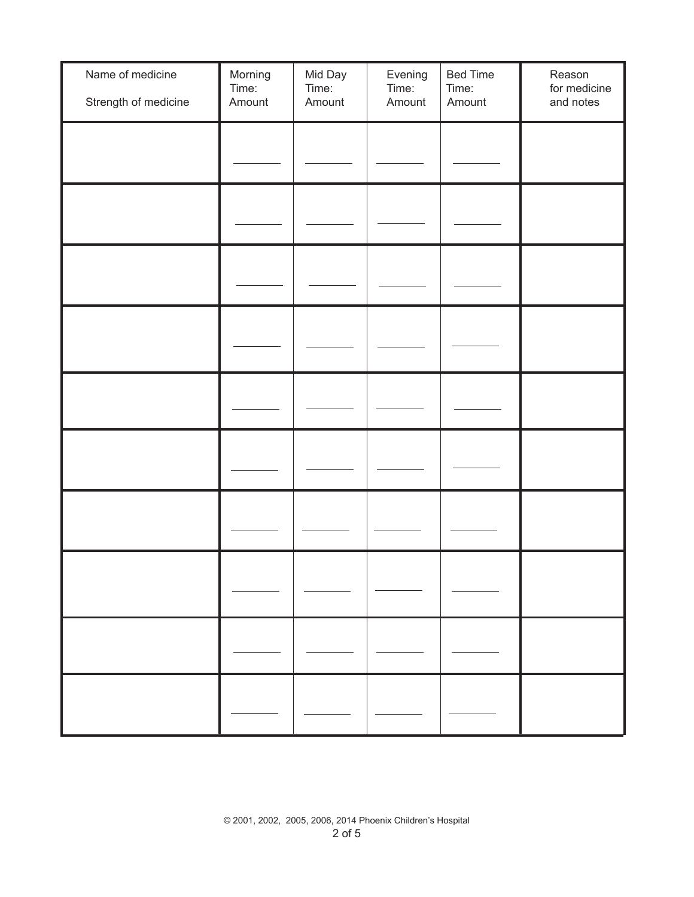| Name of medicine<br><br>Strength of medicine | Morning<br>Time:<br>Amount | Mid Day<br>Time:<br>Amount | Evening<br>Time:<br>Amount | Bed Time<br>Time:<br>Amount | Reason<br>for medicine<br>and notes |
|---|---|---|---|---|---|
| | ________ | ________ | ________ | ________ | |
| | ________ | ________ | ________ | ________ | |
| | ________ | ________ | ________ | ________ | |
| | ________ | ________ | ________ | ________ | |
| | ________ | ________ | ________ | ________ | |
| | ________ | ________ | ________ | ________ | |
| | ________ | ________ | ________ | ________ | |
| | ________ | ________ | ________ | ________ | |
| | ________ | ________ | ________ | ________ | |
| | ________ | ________ | ________ | ________ | |

© 2001, 2002, 2005, 2006, 2014 Phoenix Children's Hospital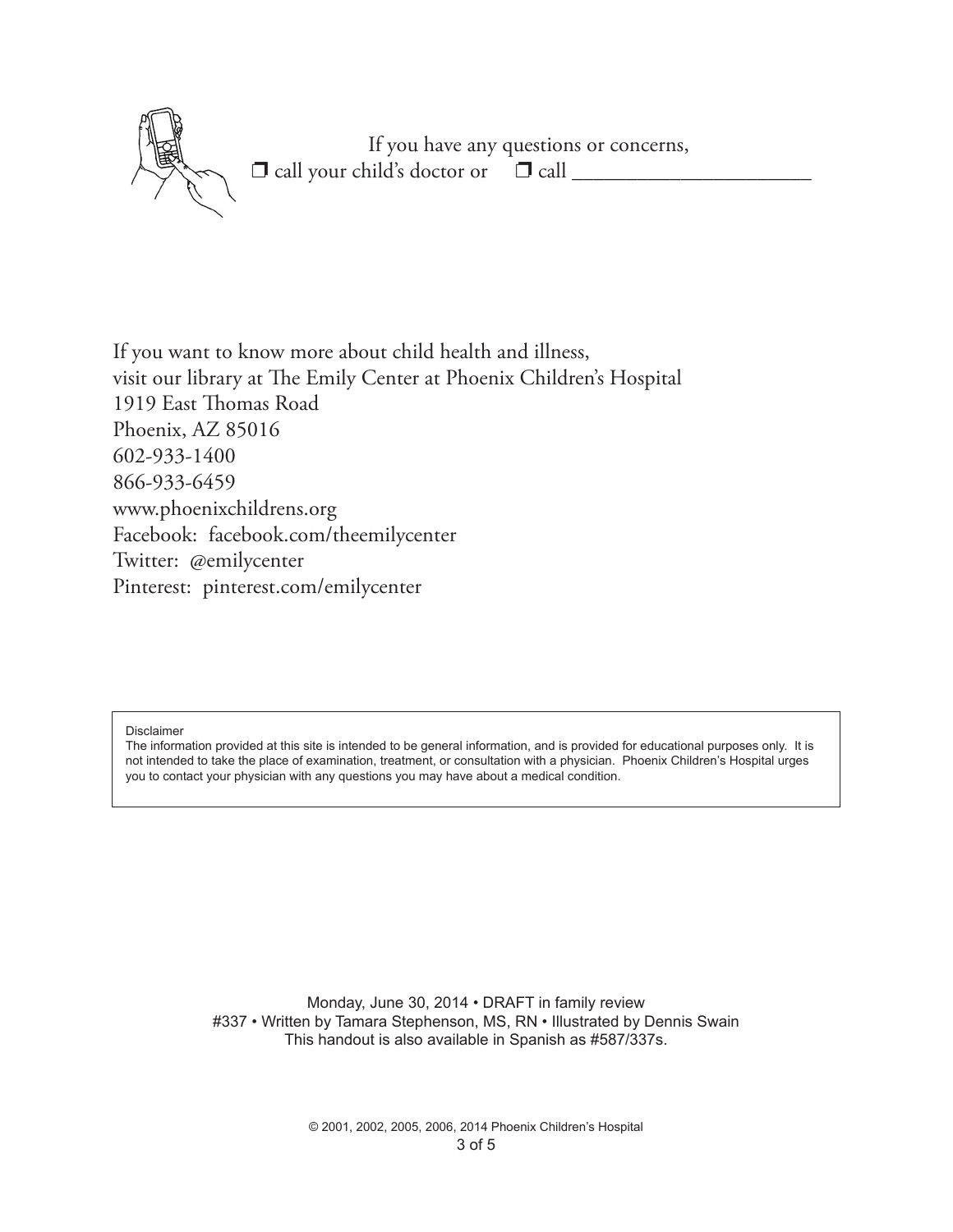If you have any questions or concerns,

❒ call your child's doctor or ❒ call ______________________

If you want to know more about child health and illness,
visit our library at The Emily Center at Phoenix Children's Hospital
1919 East Thomas Road
Phoenix, AZ 85016
602-933-1400
866-933-6459
www.phoenixchildrens.org
Facebook: facebook.com/theemilycenter
Twitter: @emilycenter
Pinterest: pinterest.com/emilycenter

Disclaimer
The information provided at this site is intended to be general information, and is provided for educational purposes only. It is not intended to take the place of examination, treatment, or consultation with a physician. Phoenix Children's Hospital urges you to contact your physician with any questions you may have about a medical condition.

Monday, June 30, 2014 • DRAFT in family review
#337 • Written by Tamara Stephenson, MS, RN • Illustrated by Dennis Swain
This handout is also available in Spanish as #587/337s.

© 2001, 2002, 2005, 2006, 2014 Phoenix Children's Hospital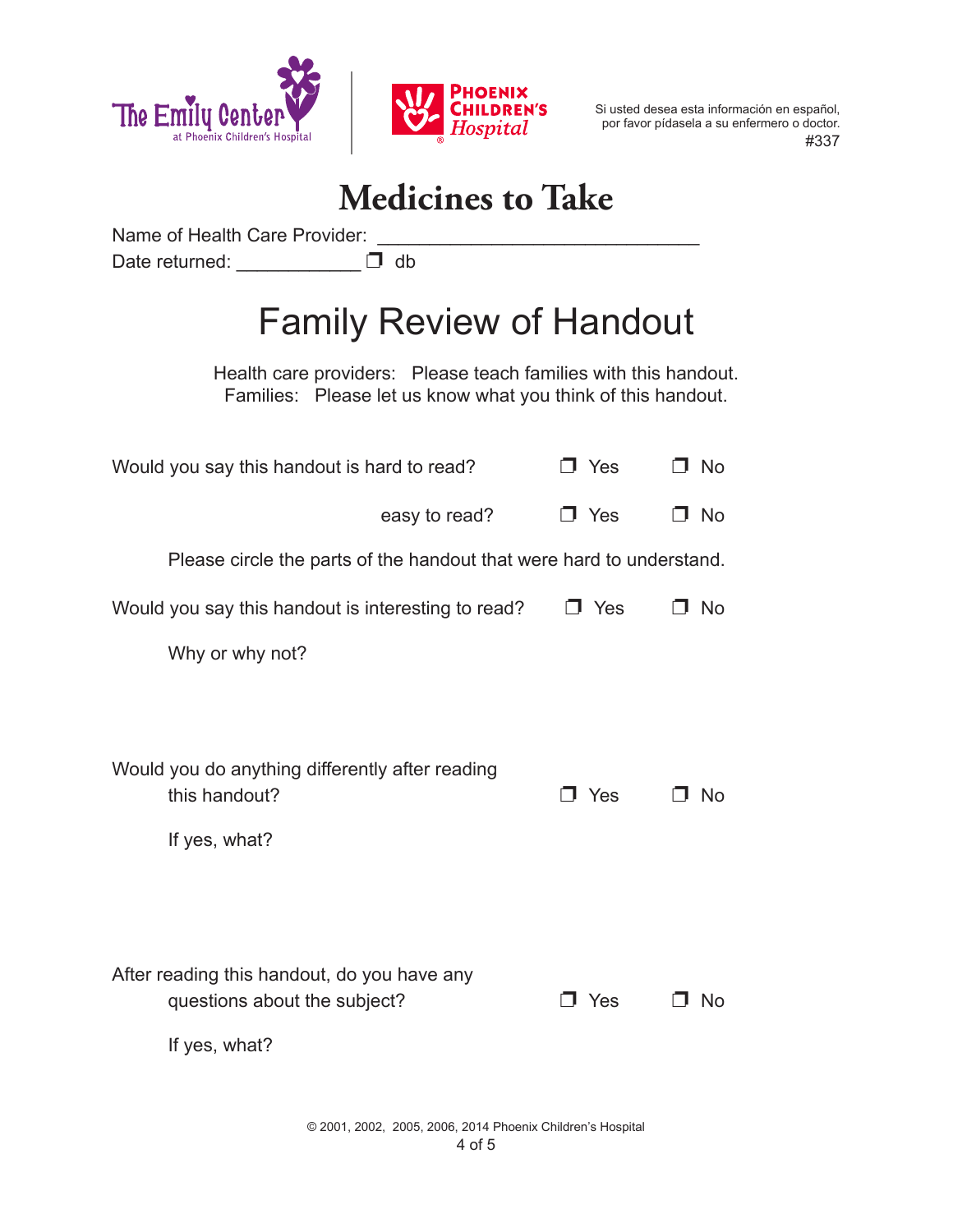The Emily Center at Phoenix Children's Hospital

Phoenix Children's Hospital

Si usted desea esta información en español, por favor pídasela a su enfermero o doctor.
#337

# Medicines to Take

Name of Health Care Provider: ______________________________

Date returned: ____________ ❒ db

# Family Review of Handout

Health care providers: Please teach families with this handout.
Families: Please let us know what you think of this handout.

Would you say this handout is hard to read? ❒ Yes ❒ No

easy to read? ❒ Yes ❒ No

Please circle the parts of the handout that were hard to understand.

Would you say this handout is interesting to read? ❒ Yes ❒ No

Why or why not?

Would you do anything differently after reading this handout? ❒ Yes ❒ No

If yes, what?

After reading this handout, do you have any questions about the subject? ❒ Yes ❒ No

If yes, what?

© 2001, 2002, 2005, 2006, 2014 Phoenix Children's Hospital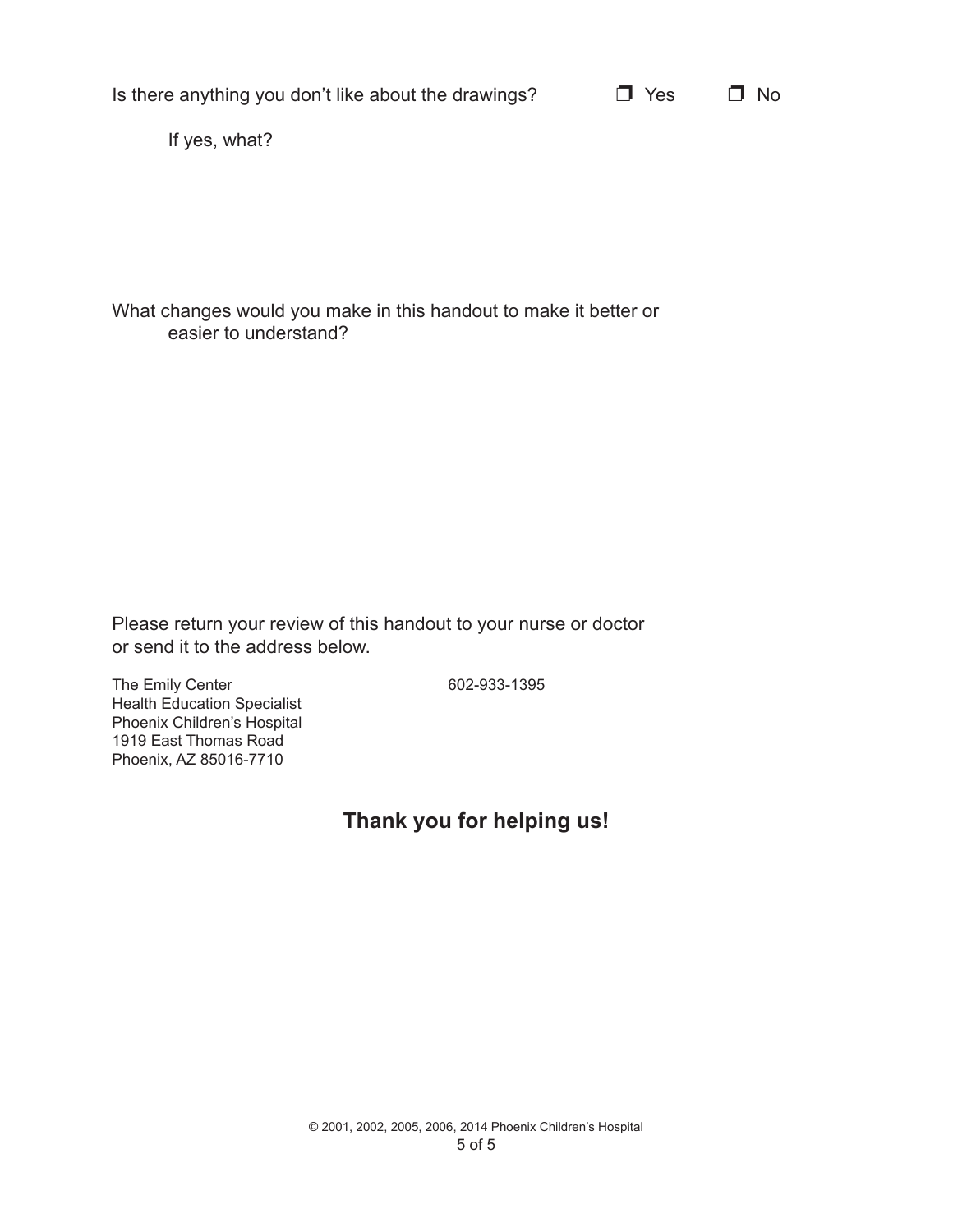Is there anything you don't like about the drawings? ❒ Yes ❒ No

If yes, what?

What changes would you make in this handout to make it better or easier to understand?

Please return your review of this handout to your nurse or doctor or send it to the address below.

The Emily Center
Health Education Specialist
Phoenix Children's Hospital
1919 East Thomas Road
Phoenix, AZ 85016-7710

602-933-1395

**Thank you for helping us!**

© 2001, 2002, 2005, 2006, 2014 Phoenix Children's Hospital